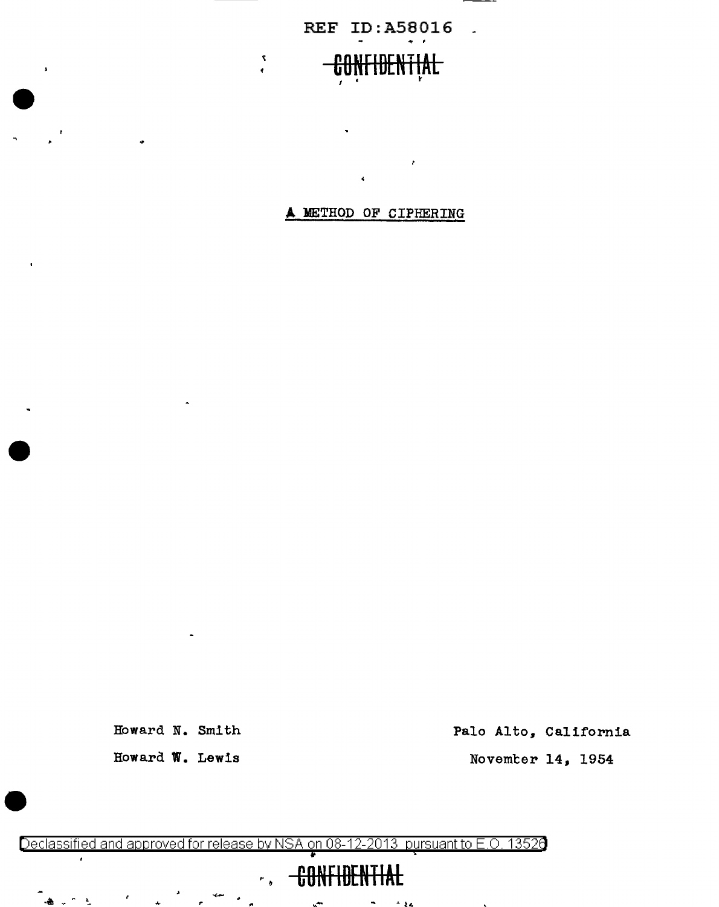REF ID:A58016

~~CONFIDENTIAL~~

# A METHOD OF CIPHERING

Howard N. Smith

Howard W. Lewis

Palo Alto, California

November 14, 1954

Declassified and approved for release by NSA on 08-12-2013 pursuant to E.O. 13526

~~CONFIDENTIAL~~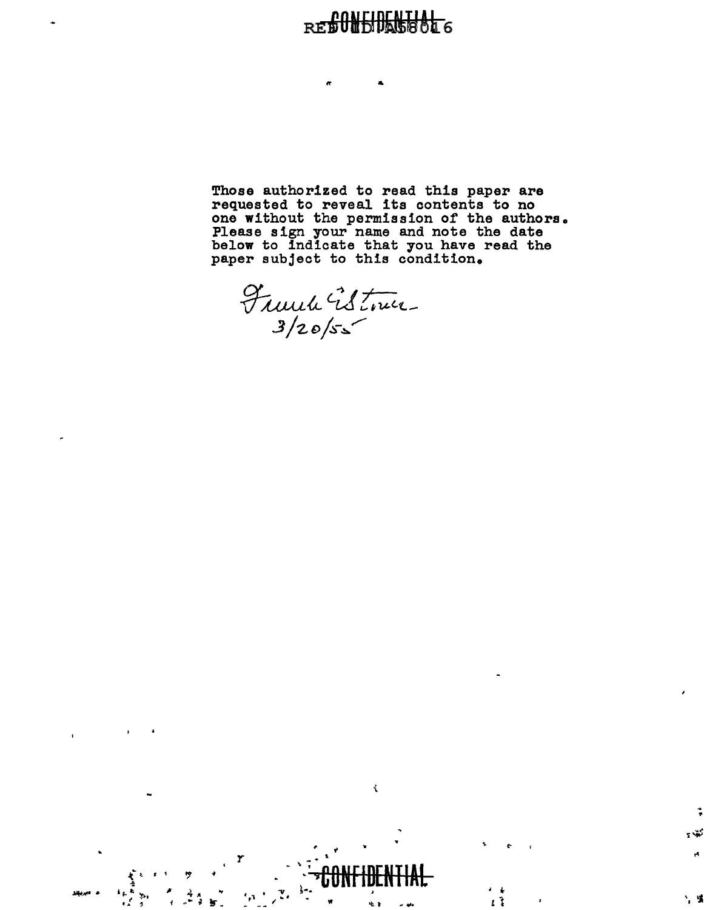CONFIDENTIAL

Those authorized to read this paper are requested to reveal its contents to no one without the permission of the authors. Please sign your name and note the date below to indicate that you have read the paper subject to this condition.

Frank E Stone
3/20/55

CONFIDENTIAL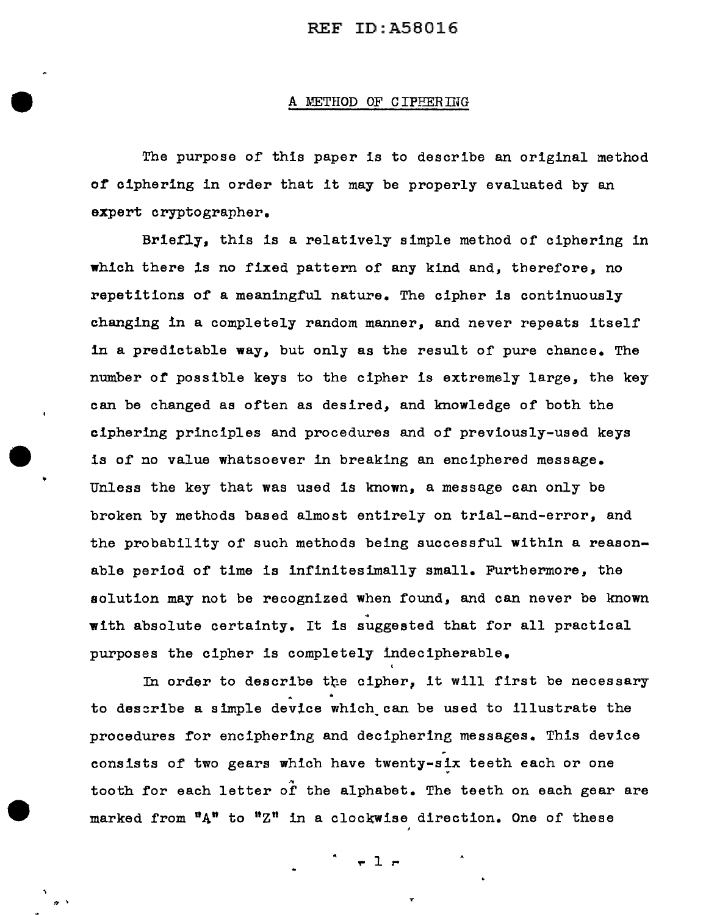## A METHOD OF CIPHERING

The purpose of this paper is to describe an original method of ciphering in order that it may be properly evaluated by an expert cryptographer.

Briefly, this is a relatively simple method of ciphering in which there is no fixed pattern of any kind and, therefore, no repetitions of a meaningful nature. The cipher is continuously changing in a completely random manner, and never repeats itself in a predictable way, but only as the result of pure chance. The number of possible keys to the cipher is extremely large, the key can be changed as often as desired, and knowledge of both the ciphering principles and procedures and of previously-used keys is of no value whatsoever in breaking an enciphered message. Unless the key that was used is known, a message can only be broken by methods based almost entirely on trial-and-error, and the probability of such methods being successful within a reasonable period of time is infinitesimally small. Furthermore, the solution may not be recognized when found, and can never be known with absolute certainty. It is suggested that for all practical purposes the cipher is completely indecipherable.

In order to describe the cipher, it will first be necessary to describe a simple device which can be used to illustrate the procedures for enciphering and deciphering messages. This device consists of two gears which have twenty-six teeth each or one tooth for each letter of the alphabet. The teeth on each gear are marked from "A" to "Z" in a clockwise direction. One of these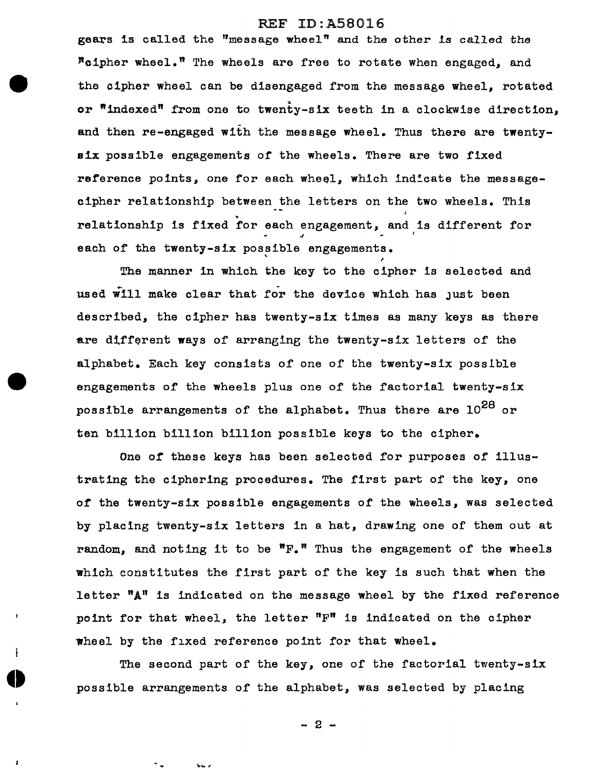gears is called the "message wheel" and the other is called the "cipher wheel." The wheels are free to rotate when engaged, and the cipher wheel can be disengaged from the message wheel, rotated or "indexed" from one to twenty-six teeth in a clockwise direction, and then re-engaged with the message wheel. Thus there are twenty-six possible engagements of the wheels. There are two fixed reference points, one for each wheel, which indicate the message-cipher relationship between the letters on the two wheels. This relationship is fixed for each engagement, and is different for each of the twenty-six possible engagements.

The manner in which the key to the cipher is selected and used will make clear that for the device which has just been described, the cipher has twenty-six times as many keys as there are different ways of arranging the twenty-six letters of the alphabet. Each key consists of one of the twenty-six possible engagements of the wheels plus one of the factorial twenty-six possible arrangements of the alphabet. Thus there are $10^{28}$ or ten billion billion billion possible keys to the cipher.

One of these keys has been selected for purposes of illustrating the ciphering procedures. The first part of the key, one of the twenty-six possible engagements of the wheels, was selected by placing twenty-six letters in a hat, drawing one of them out at random, and noting it to be "F." Thus the engagement of the wheels which constitutes the first part of the key is such that when the letter "A" is indicated on the message wheel by the fixed reference point for that wheel, the letter "F" is indicated on the cipher wheel by the fixed reference point for that wheel.

The second part of the key, one of the factorial twenty-six possible arrangements of the alphabet, was selected by placing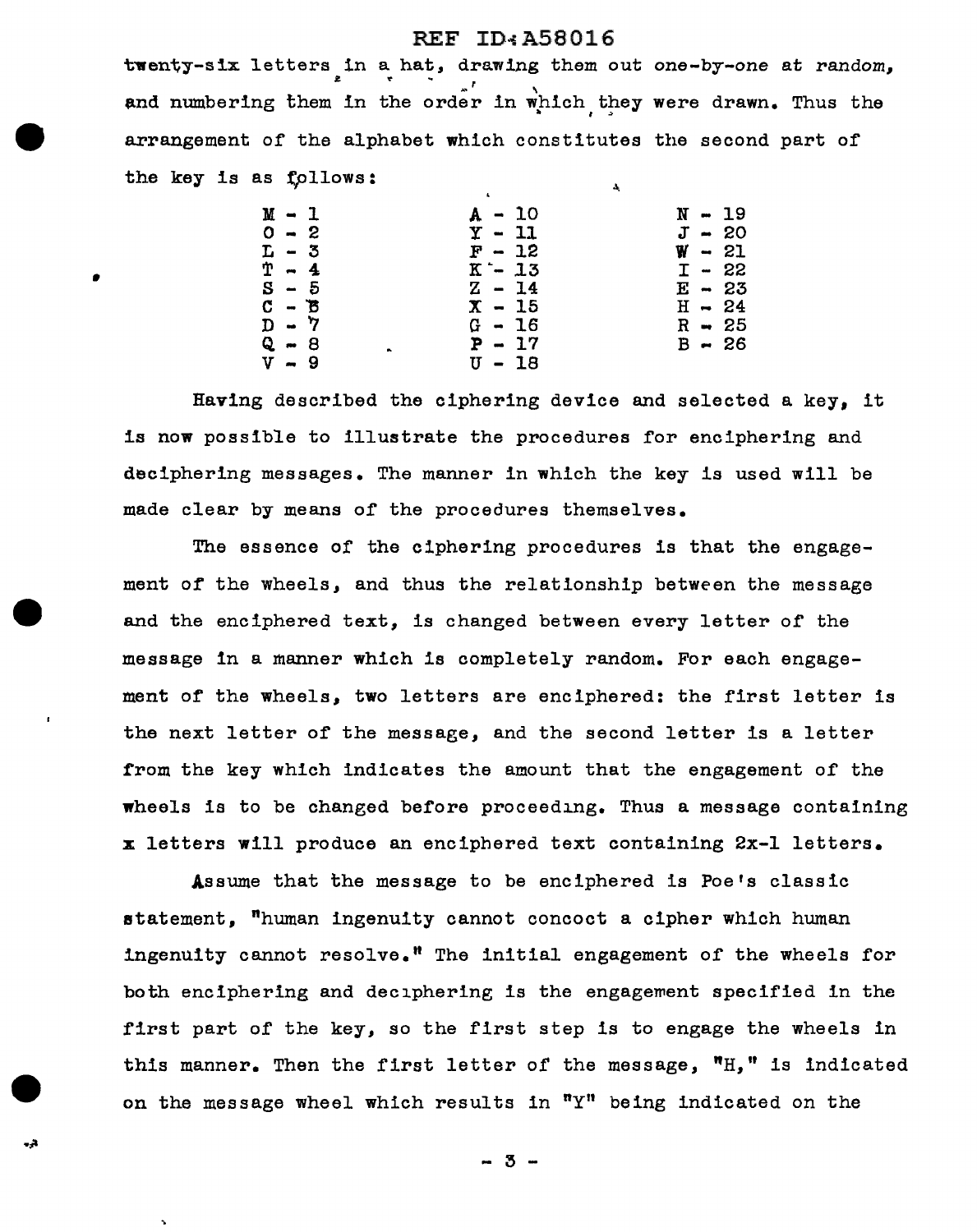twenty-six letters in a hat, drawing them out one-by-one at random, and numbering them in the order in which they were drawn. Thus the arrangement of the alphabet which constitutes the second part of the key is as follows:

| | | |
|---|---|---|
| M - 1 | A - 10 | N - 19 |
| O - 2 | Y - 11 | J - 20 |
| L - 3 | F - 12 | W - 21 |
| T - 4 | K - 13 | I - 22 |
| S - 5 | Z - 14 | E - 23 |
| C - 6 | X - 15 | H - 24 |
| D - 7 | G - 16 | R - 25 |
| Q - 8 | P - 17 | B - 26 |
| V - 9 | U - 18 | |

Having described the ciphering device and selected a key, it is now possible to illustrate the procedures for enciphering and deciphering messages. The manner in which the key is used will be made clear by means of the procedures themselves.

The essence of the ciphering procedures is that the engagement of the wheels, and thus the relationship between the message and the enciphered text, is changed between every letter of the message in a manner which is completely random. For each engagement of the wheels, two letters are enciphered: the first letter is the next letter of the message, and the second letter is a letter from the key which indicates the amount that the engagement of the wheels is to be changed before proceeding. Thus a message containing x letters will produce an enciphered text containing 2x-1 letters.

Assume that the message to be enciphered is Poe's classic statement, "human ingenuity cannot concoct a cipher which human ingenuity cannot resolve." The initial engagement of the wheels for both enciphering and deciphering is the engagement specified in the first part of the key, so the first step is to engage the wheels in this manner. Then the first letter of the message, "H," is indicated on the message wheel which results in "Y" being indicated on the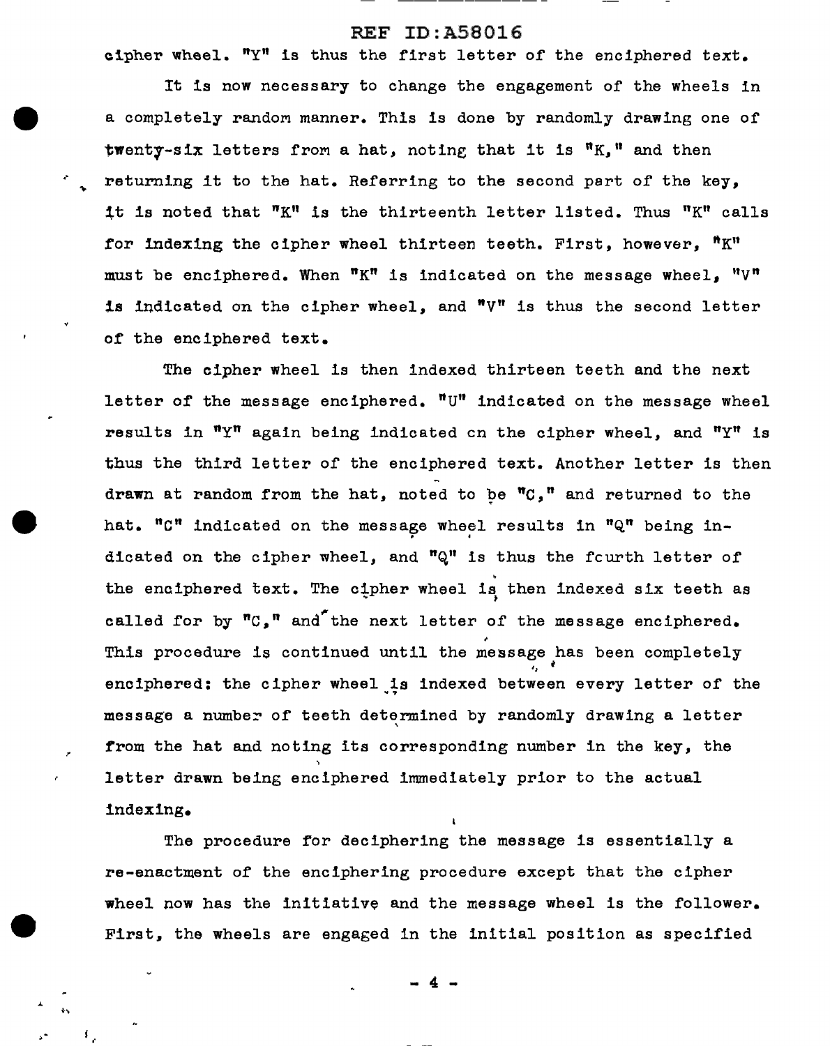cipher wheel. "Y" is thus the first letter of the enciphered text.

It is now necessary to change the engagement of the wheels in a completely random manner. This is done by randomly drawing one of twenty-six letters from a hat, noting that it is "K," and then returning it to the hat. Referring to the second part of the key, it is noted that "K" is the thirteenth letter listed. Thus "K" calls for indexing the cipher wheel thirteen teeth. First, however, "K" must be enciphered. When "K" is indicated on the message wheel, "V" is indicated on the cipher wheel, and "V" is thus the second letter of the enciphered text.

The cipher wheel is then indexed thirteen teeth and the next letter of the message enciphered. "U" indicated on the message wheel results in "Y" again being indicated on the cipher wheel, and "Y" is thus the third letter of the enciphered text. Another letter is then drawn at random from the hat, noted to be "C," and returned to the hat. "C" indicated on the message wheel results in "Q" being indicated on the cipher wheel, and "Q" is thus the fourth letter of the enciphered text. The cipher wheel is then indexed six teeth as called for by "C," and the next letter of the message enciphered. This procedure is continued until the message has been completely enciphered: the cipher wheel is indexed between every letter of the message a number of teeth determined by randomly drawing a letter from the hat and noting its corresponding number in the key, the letter drawn being enciphered immediately prior to the actual indexing.

The procedure for deciphering the message is essentially a re-enactment of the enciphering procedure except that the cipher wheel now has the initiative and the message wheel is the follower. First, the wheels are engaged in the initial position as specified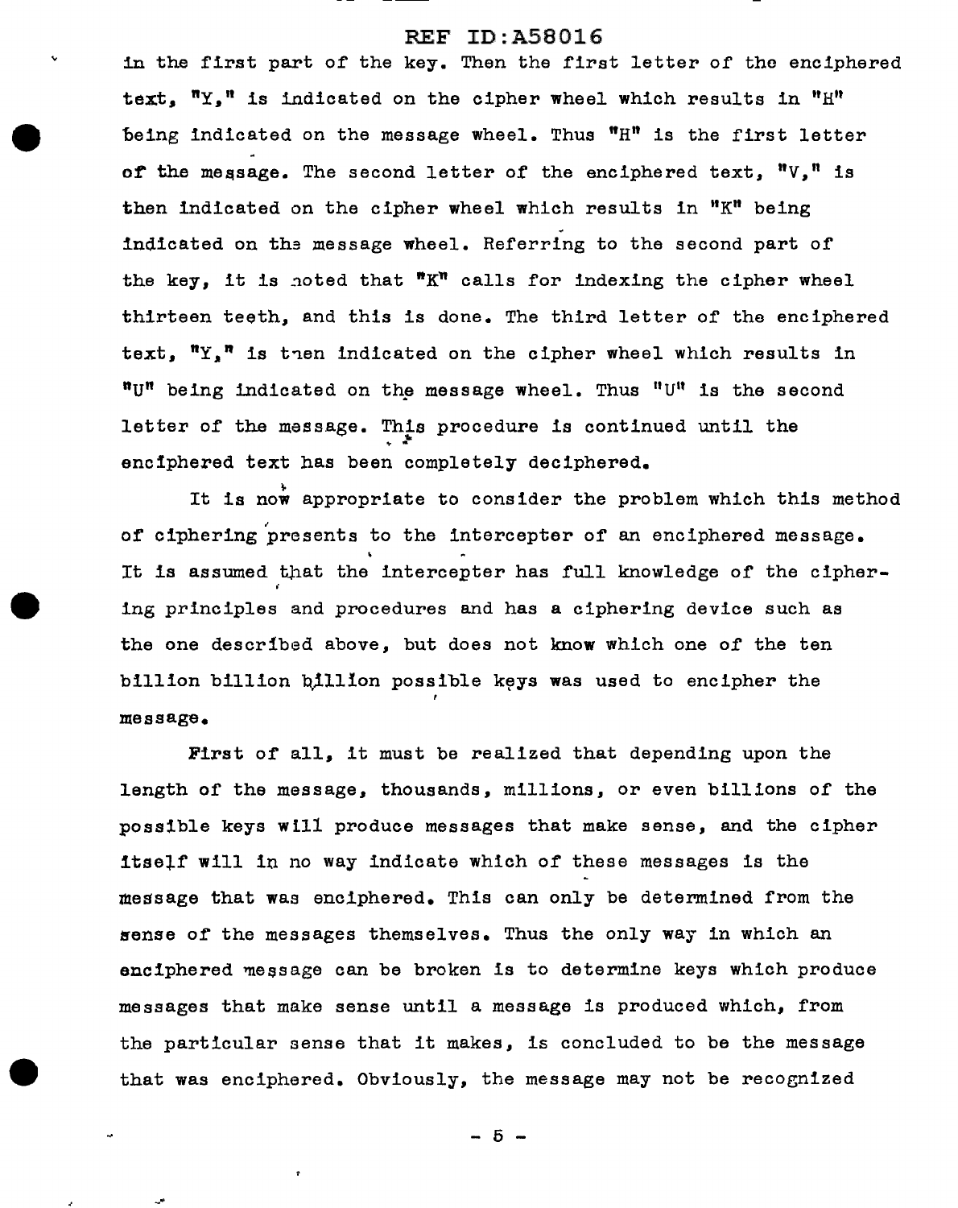in the first part of the key. Then the first letter of the enciphered text, "Y," is indicated on the cipher wheel which results in "H" being indicated on the message wheel. Thus "H" is the first letter of the message. The second letter of the enciphered text, "V," is then indicated on the cipher wheel which results in "K" being indicated on the message wheel. Referring to the second part of the key, it is noted that "K" calls for indexing the cipher wheel thirteen teeth, and this is done. The third letter of the enciphered text, "Y," is then indicated on the cipher wheel which results in "U" being indicated on the message wheel. Thus "U" is the second letter of the message. This procedure is continued until the enciphered text has been completely deciphered.

It is now appropriate to consider the problem which this method of ciphering presents to the intercepter of an enciphered message. It is assumed that the intercepter has full knowledge of the ciphering principles and procedures and has a ciphering device such as the one described above, but does not know which one of the ten billion billion billion possible keys was used to encipher the message.

First of all, it must be realized that depending upon the length of the message, thousands, millions, or even billions of the possible keys will produce messages that make sense, and the cipher itself will in no way indicate which of these messages is the message that was enciphered. This can only be determined from the sense of the messages themselves. Thus the only way in which an enciphered message can be broken is to determine keys which produce messages that make sense until a message is produced which, from the particular sense that it makes, is concluded to be the message that was enciphered. Obviously, the message may not be recognized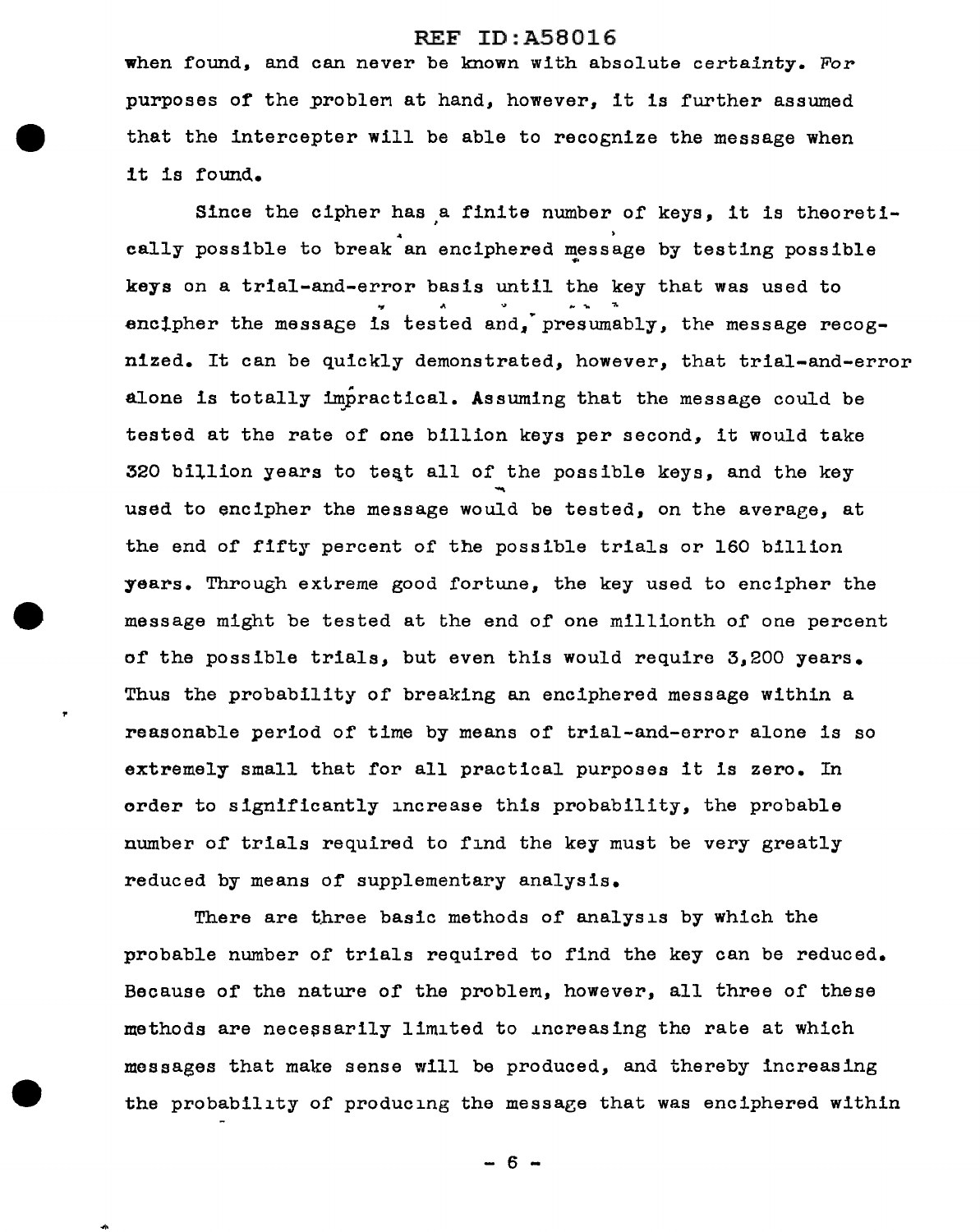when found, and can never be known with absolute certainty. For purposes of the problem at hand, however, it is further assumed that the intercepter will be able to recognize the message when it is found.

Since the cipher has a finite number of keys, it is theoretically possible to break an enciphered message by testing possible keys on a trial-and-error basis until the key that was used to encipher the message is tested and, presumably, the message recognized. It can be quickly demonstrated, however, that trial-and-error alone is totally impractical. Assuming that the message could be tested at the rate of one billion keys per second, it would take 320 billion years to test all of the possible keys, and the key used to encipher the message would be tested, on the average, at the end of fifty percent of the possible trials or 160 billion years. Through extreme good fortune, the key used to encipher the message might be tested at the end of one millionth of one percent of the possible trials, but even this would require 3,200 years. Thus the probability of breaking an enciphered message within a reasonable period of time by means of trial-and-error alone is so extremely small that for all practical purposes it is zero. In order to significantly increase this probability, the probable number of trials required to find the key must be very greatly reduced by means of supplementary analysis.

There are three basic methods of analysis by which the probable number of trials required to find the key can be reduced. Because of the nature of the problem, however, all three of these methods are necessarily limited to increasing the rate at which messages that make sense will be produced, and thereby increasing the probability of producing the message that was enciphered within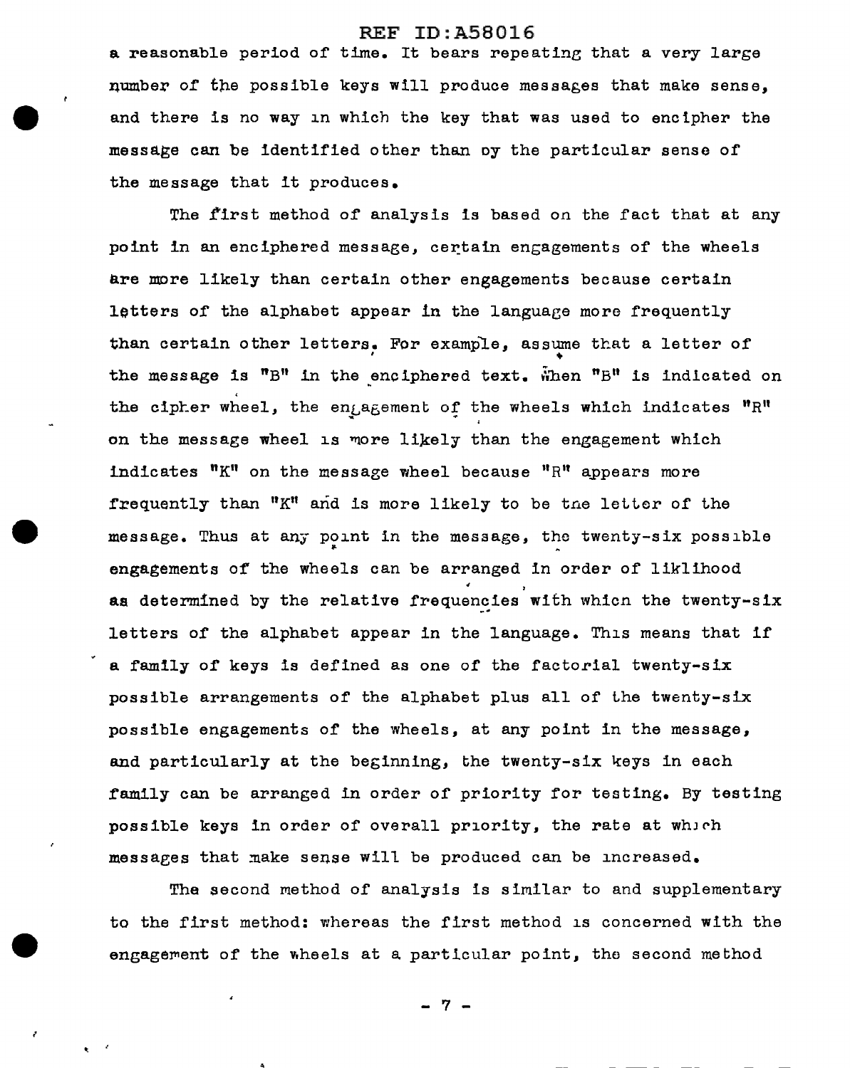a reasonable period of time. It bears repeating that a very large number of the possible keys will produce messages that make sense, and there is no way in which the key that was used to encipher the message can be identified other than by the particular sense of the message that it produces.

The first method of analysis is based on the fact that at any point in an enciphered message, certain engagements of the wheels are more likely than certain other engagements because certain letters of the alphabet appear in the language more frequently than certain other letters. For example, assume that a letter of the message is "B" in the enciphered text. When "B" is indicated on the cipher wheel, the engagement of the wheels which indicates "R" on the message wheel is more likely than the engagement which indicates "K" on the message wheel because "R" appears more frequently than "K" and is more likely to be the letter of the message. Thus at any point in the message, the twenty-six possible engagements of the wheels can be arranged in order of liklihood as determined by the relative frequencies with which the twenty-six letters of the alphabet appear in the language. This means that if a family of keys is defined as one of the factorial twenty-six possible arrangements of the alphabet plus all of the twenty-six possible engagements of the wheels, at any point in the message, and particularly at the beginning, the twenty-six keys in each family can be arranged in order of priority for testing. By testing possible keys in order of overall priority, the rate at which messages that make sense will be produced can be increased.

The second method of analysis is similar to and supplementary to the first method: whereas the first method is concerned with the engagement of the wheels at a particular point, the second method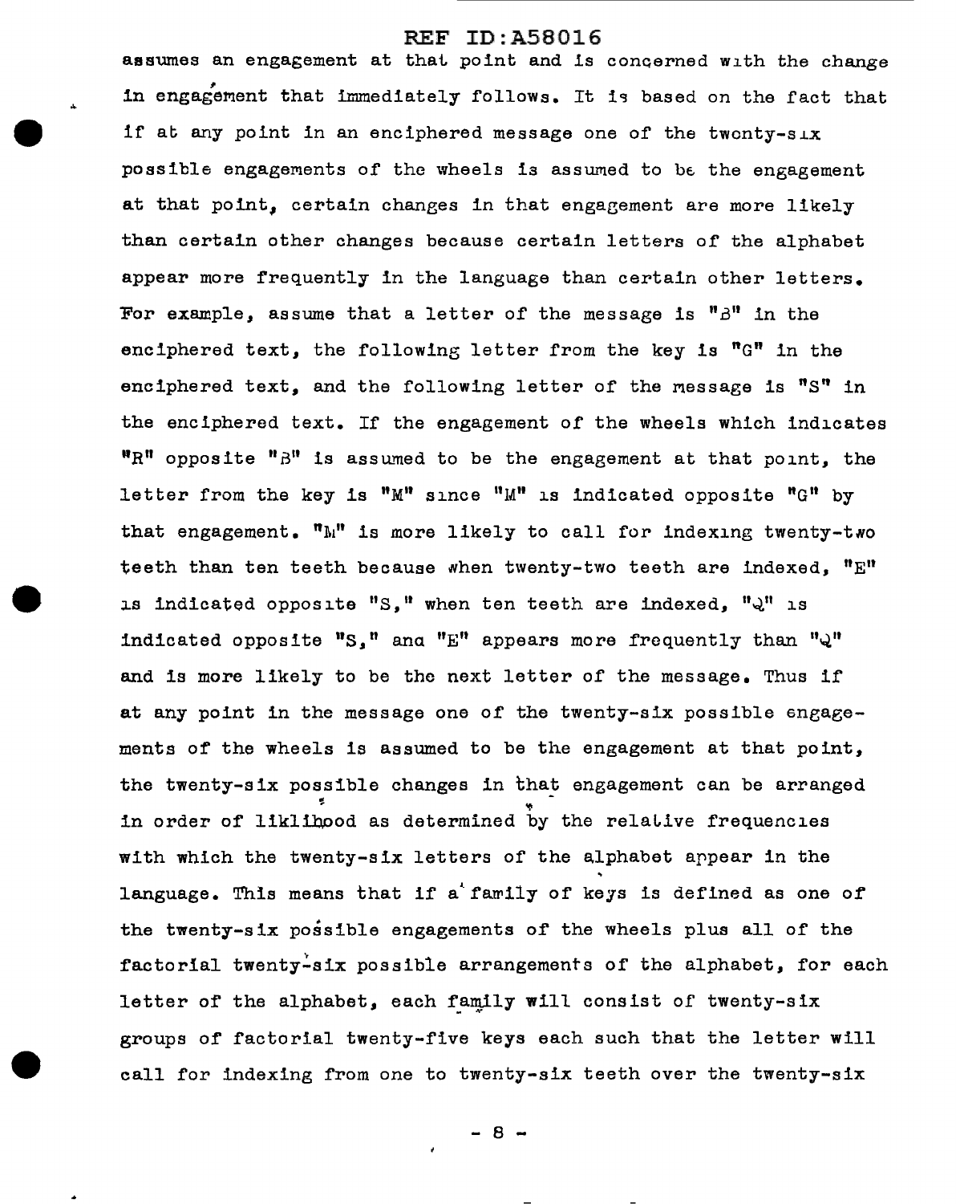assumes an engagement at that point and is concerned with the change in engagement that immediately follows. It is based on the fact that if at any point in an enciphered message one of the twenty-six possible engagements of the wheels is assumed to be the engagement at that point, certain changes in that engagement are more likely than certain other changes because certain letters of the alphabet appear more frequently in the language than certain other letters. For example, assume that a letter of the message is "B" in the enciphered text, the following letter from the key is "G" in the enciphered text, and the following letter of the message is "S" in the enciphered text. If the engagement of the wheels which indicates "R" opposite "B" is assumed to be the engagement at that point, the letter from the key is "M" since "M" is indicated opposite "G" by that engagement. "M" is more likely to call for indexing twenty-two teeth than ten teeth because when twenty-two teeth are indexed, "E" is indicated opposite "S," when ten teeth are indexed, "Q" is indicated opposite "S," and "E" appears more frequently than "Q" and is more likely to be the next letter of the message. Thus if at any point in the message one of the twenty-six possible engagements of the wheels is assumed to be the engagement at that point, the twenty-six possible changes in that engagement can be arranged in order of liklihood as determined by the relative frequencies with which the twenty-six letters of the alphabet appear in the language. This means that if a family of keys is defined as one of the twenty-six possible engagements of the wheels plus all of the factorial twenty-six possible arrangements of the alphabet, for each letter of the alphabet, each family will consist of twenty-six groups of factorial twenty-five keys each such that the letter will call for indexing from one to twenty-six teeth over the twenty-six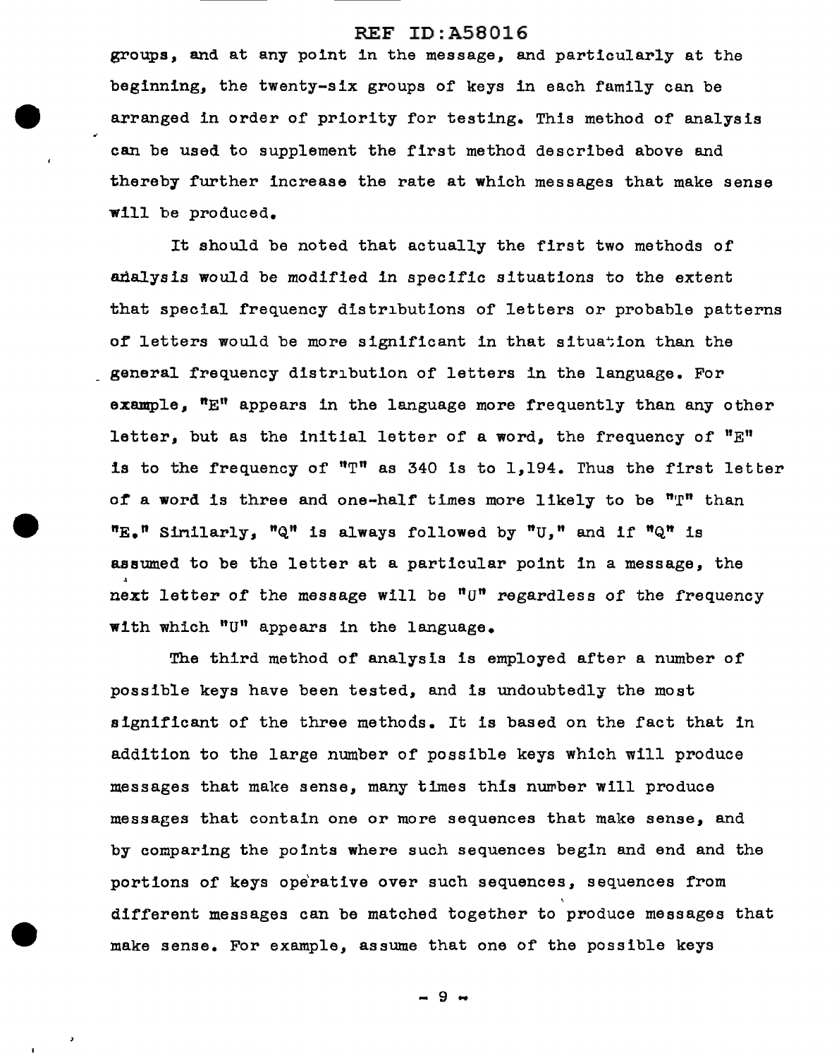groups, and at any point in the message, and particularly at the beginning, the twenty-six groups of keys in each family can be arranged in order of priority for testing. This method of analysis can be used to supplement the first method described above and thereby further increase the rate at which messages that make sense will be produced.

It should be noted that actually the first two methods of analysis would be modified in specific situations to the extent that special frequency distributions of letters or probable patterns of letters would be more significant in that situation than the general frequency distribution of letters in the language. For example, "E" appears in the language more frequently than any other letter, but as the initial letter of a word, the frequency of "E" is to the frequency of "T" as 340 is to 1,194. Thus the first letter of a word is three and one-half times more likely to be "T" than "E." Similarly, "Q" is always followed by "U," and if "Q" is assumed to be the letter at a particular point in a message, the next letter of the message will be "U" regardless of the frequency with which "U" appears in the language.

The third method of analysis is employed after a number of possible keys have been tested, and is undoubtedly the most significant of the three methods. It is based on the fact that in addition to the large number of possible keys which will produce messages that make sense, many times this number will produce messages that contain one or more sequences that make sense, and by comparing the points where such sequences begin and end and the portions of keys operative over such sequences, sequences from different messages can be matched together to produce messages that make sense. For example, assume that one of the possible keys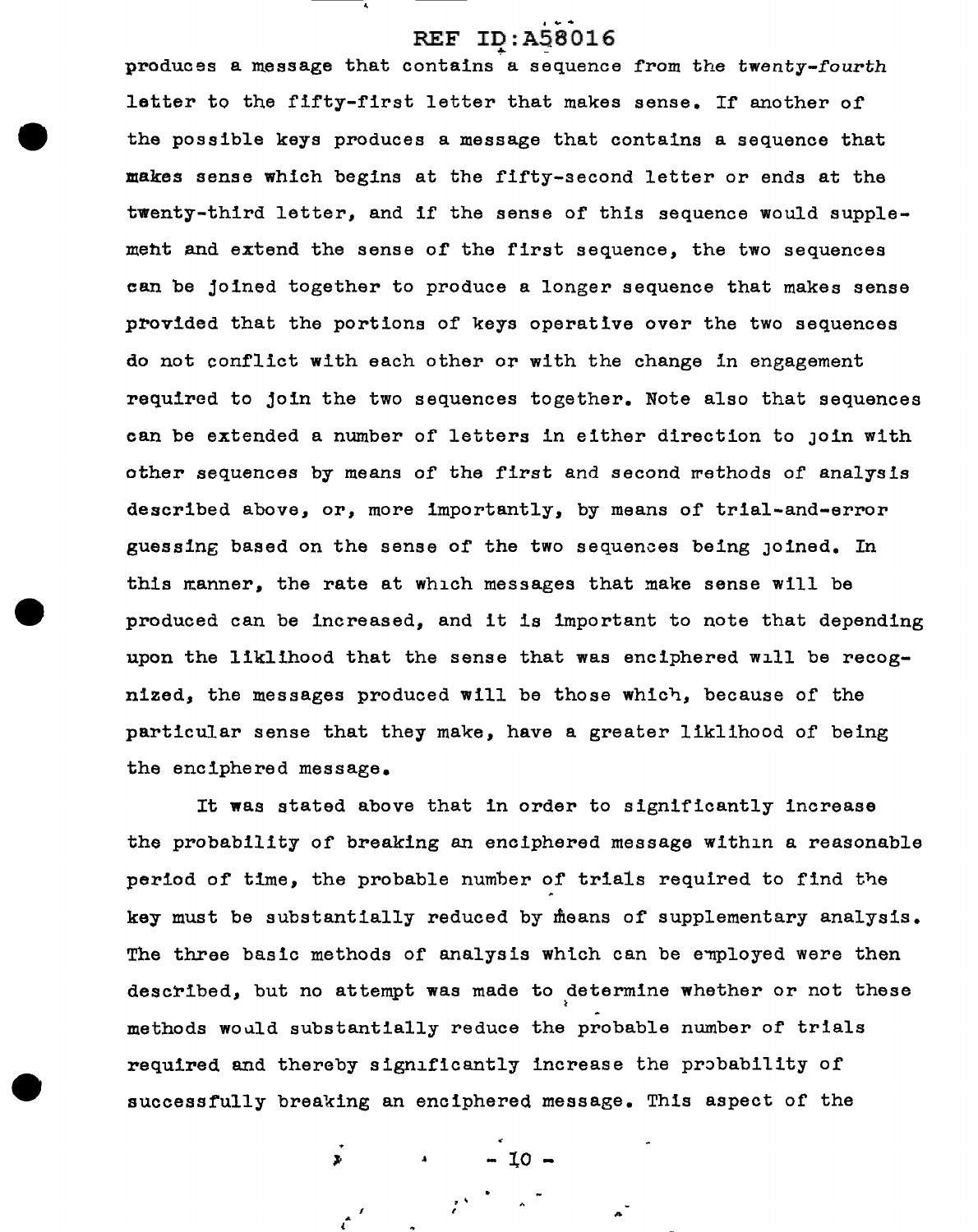produces a message that contains a sequence from the twenty-*fourth* letter to the fifty-first letter that makes sense. If another of the possible keys produces a message that contains a sequence that makes sense which begins at the fifty-second letter or ends at the twenty-third letter, and if the sense of this sequence would supplement and extend the sense of the first sequence, the two sequences can be joined together to produce a longer sequence that makes sense provided that the portions of keys operative over the two sequences do not conflict with each other or with the change in engagement required to join the two sequences together. Note also that sequences can be extended a number of letters in either direction to join with other sequences by means of the first and second methods of analysis described above, or, more importantly, by means of trial-and-error guessing based on the sense of the two sequences being joined. In this manner, the rate at which messages that make sense will be produced can be increased, and it is important to note that depending upon the liklihood that the sense that was enciphered will be recognized, the messages produced will be those which, because of the particular sense that they make, have a greater liklihood of being the enciphered message.

It was stated above that in order to significantly increase the probability of breaking an enciphered message within a reasonable period of time, the probable number of trials required to find the key must be substantially reduced by means of supplementary analysis. The three basic methods of analysis which can be employed were then described, but no attempt was made to determine whether or not these methods would substantially reduce the probable number of trials required and thereby significantly increase the probability of successfully breaking an enciphered message. This aspect of the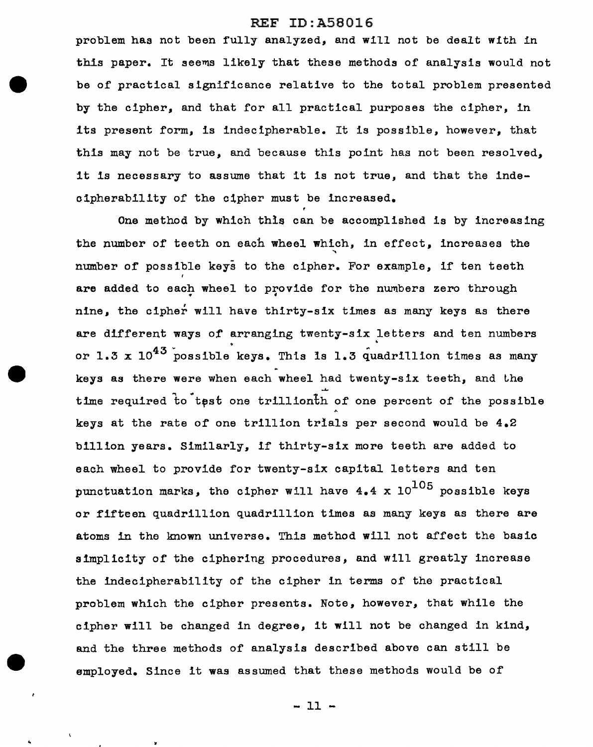problem has not been fully analyzed, and will not be dealt with in this paper. It seems likely that these methods of analysis would not be of practical significance relative to the total problem presented by the cipher, and that for all practical purposes the cipher, in its present form, is indecipherable. It is possible, however, that this may not be true, and because this point has not been resolved, it is necessary to assume that it is not true, and that the indecipherability of the cipher must be increased.

One method by which this can be accomplished is by increasing the number of teeth on each wheel which, in effect, increases the number of possible keys to the cipher. For example, if ten teeth are added to each wheel to provide for the numbers zero through nine, the cipher will have thirty-six times as many keys as there are different ways of arranging twenty-six letters and ten numbers or $1.3 \times 10^{43}$ possible keys. This is 1.3 quadrillion times as many keys as there were when each wheel had twenty-six teeth, and the time required to test one trillionth of one percent of the possible keys at the rate of one trillion trials per second would be 4.2 billion years. Similarly, if thirty-six more teeth are added to each wheel to provide for twenty-six capital letters and ten punctuation marks, the cipher will have $4.4 \times 10^{105}$ possible keys or fifteen quadrillion quadrillion times as many keys as there are atoms in the known universe. This method will not affect the basic simplicity of the ciphering procedures, and will greatly increase the indecipherability of the cipher in terms of the practical problem which the cipher presents. Note, however, that while the cipher will be changed in degree, it will not be changed in kind, and the three methods of analysis described above can still be employed. Since it was assumed that these methods would be of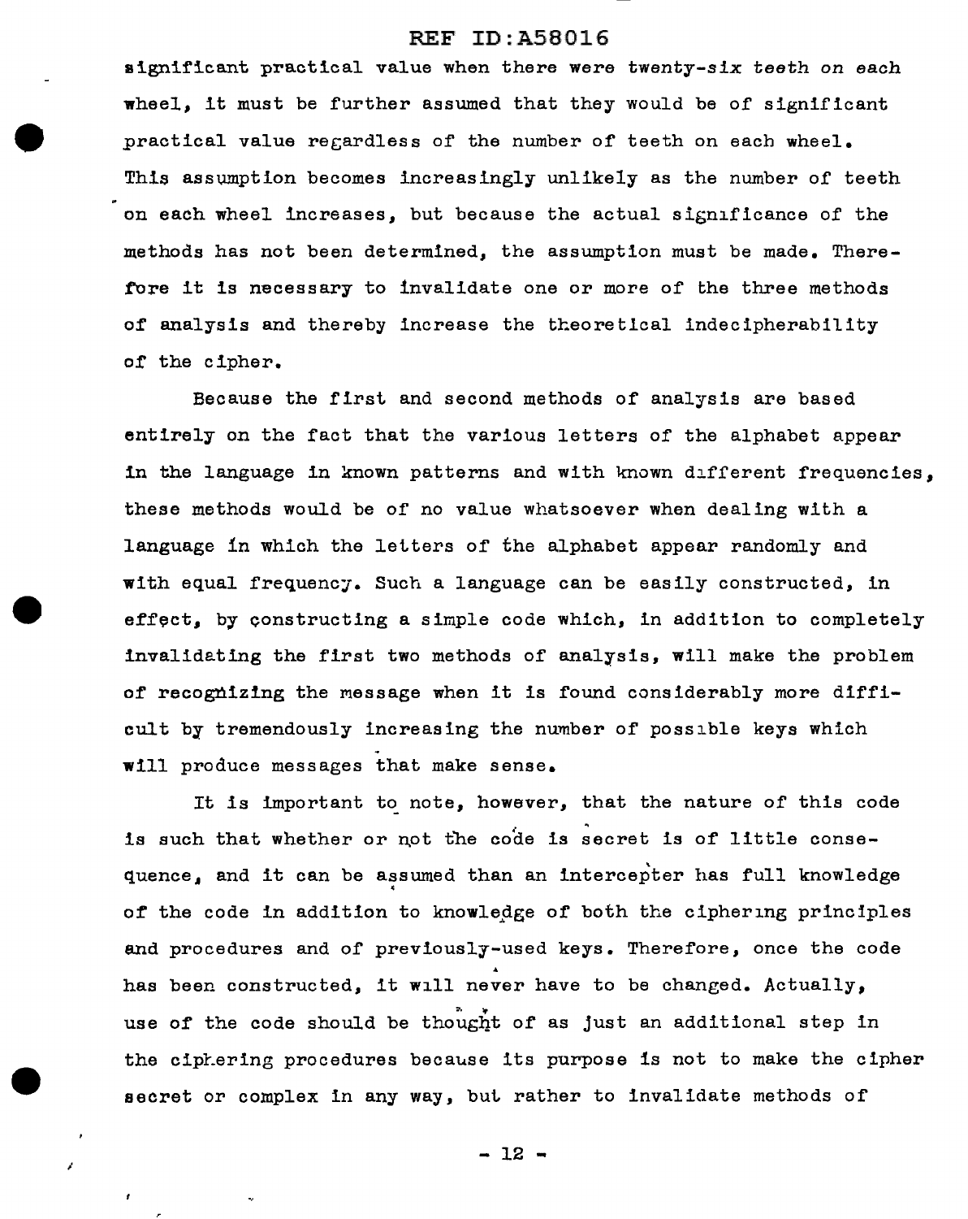significant practical value when there were twenty-six teeth on each wheel, it must be further assumed that they would be of significant practical value regardless of the number of teeth on each wheel. This assumption becomes increasingly unlikely as the number of teeth on each wheel increases, but because the actual significance of the methods has not been determined, the assumption must be made. Therefore it is necessary to invalidate one or more of the three methods of analysis and thereby increase the theoretical indecipherability of the cipher.

Because the first and second methods of analysis are based entirely on the fact that the various letters of the alphabet appear in the language in known patterns and with known different frequencies, these methods would be of no value whatsoever when dealing with a language in which the letters of the alphabet appear randomly and with equal frequency. Such a language can be easily constructed, in effect, by constructing a simple code which, in addition to completely invalidating the first two methods of analysis, will make the problem of recognizing the message when it is found considerably more difficult by tremendously increasing the number of possible keys which will produce messages that make sense.

It is important to note, however, that the nature of this code is such that whether or not the code is secret is of little consequence, and it can be assumed than an intercepter has full knowledge of the code in addition to knowledge of both the ciphering principles and procedures and of previously-used keys. Therefore, once the code has been constructed, it will never have to be changed. Actually, use of the code should be thought of as just an additional step in the ciphering procedures because its purpose is not to make the cipher secret or complex in any way, but rather to invalidate methods of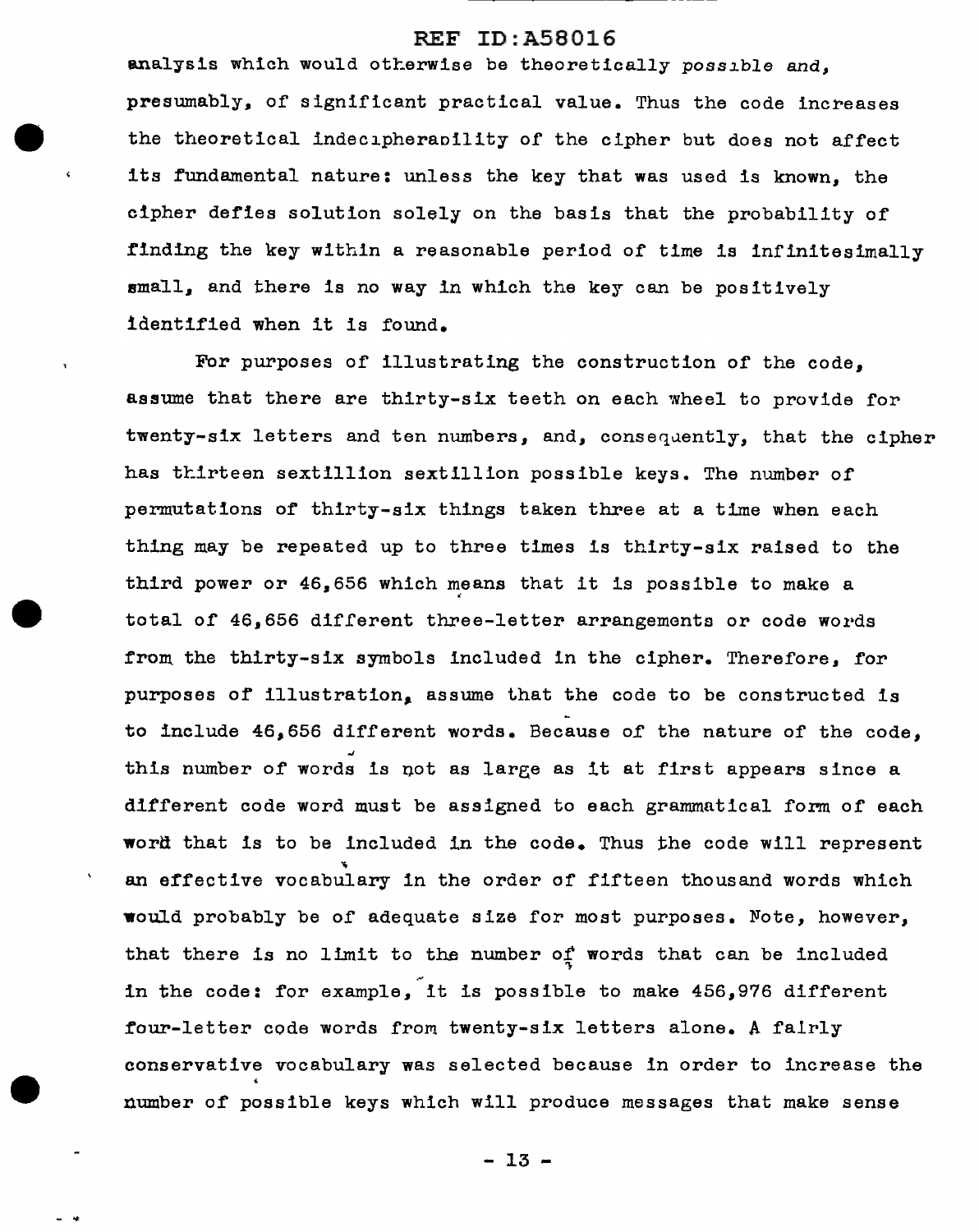analysis which would otherwise be theoretically possible and, presumably, of significant practical value. Thus the code increases the theoretical indecipherability of the cipher but does not affect its fundamental nature: unless the key that was used is known, the cipher defies solution solely on the basis that the probability of finding the key within a reasonable period of time is infinitesimally small, and there is no way in which the key can be positively identified when it is found.

For purposes of illustrating the construction of the code, assume that there are thirty-six teeth on each wheel to provide for twenty-six letters and ten numbers, and, consequently, that the cipher has thirteen sextillion sextillion possible keys. The number of permutations of thirty-six things taken three at a time when each thing may be repeated up to three times is thirty-six raised to the third power or 46,656 which means that it is possible to make a total of 46,656 different three-letter arrangements or code words from the thirty-six symbols included in the cipher. Therefore, for purposes of illustration, assume that the code to be constructed is to include 46,656 different words. Because of the nature of the code, this number of words is not as large as it at first appears since a different code word must be assigned to each grammatical form of each word that is to be included in the code. Thus the code will represent an effective vocabulary in the order of fifteen thousand words which would probably be of adequate size for most purposes. Note, however, that there is no limit to the number of words that can be included in the code: for example, it is possible to make 456,976 different four-letter code words from twenty-six letters alone. A fairly conservative vocabulary was selected because in order to increase the number of possible keys which will produce messages that make sense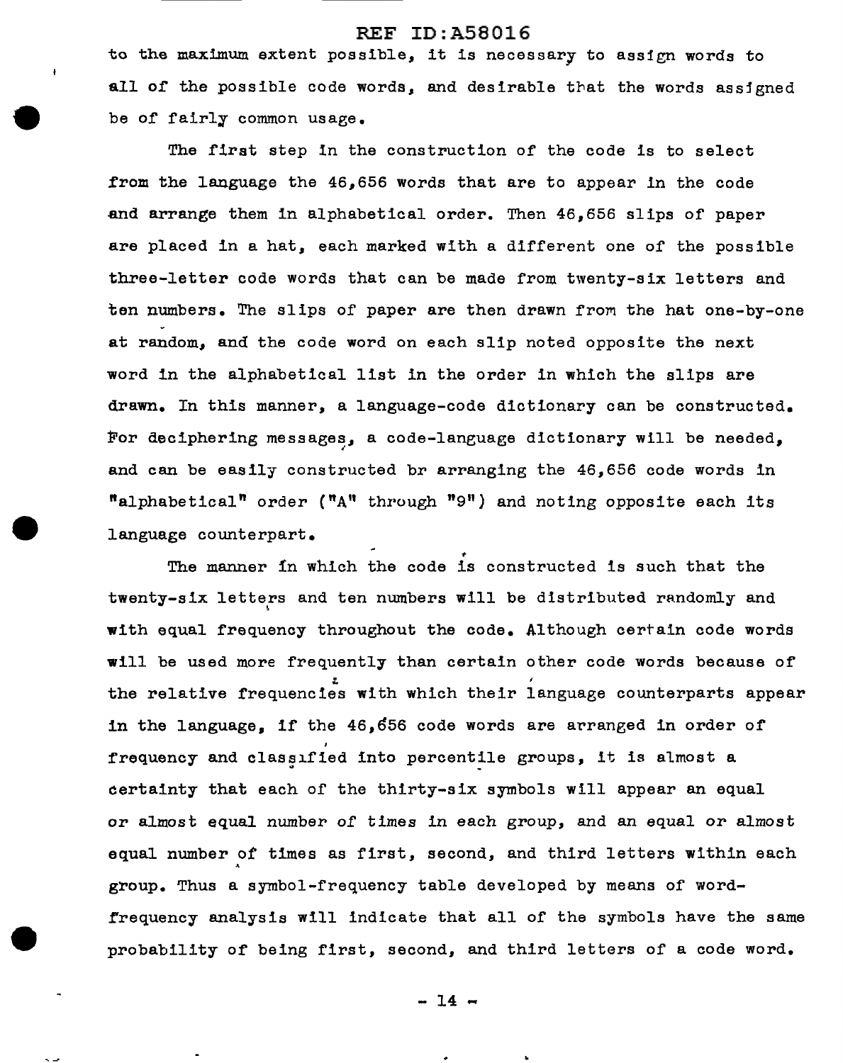to the maximum extent possible, it is necessary to assign words to all of the possible code words, and desirable that the words assigned be of fairly common usage.

The first step in the construction of the code is to select from the language the 46,656 words that are to appear in the code and arrange them in alphabetical order. Then 46,656 slips of paper are placed in a hat, each marked with a different one of the possible three-letter code words that can be made from twenty-six letters and ten numbers. The slips of paper are then drawn from the hat one-by-one at random, and the code word on each slip noted opposite the next word in the alphabetical list in the order in which the slips are drawn. In this manner, a language-code dictionary can be constructed. For deciphering messages, a code-language dictionary will be needed, and can be easily constructed br arranging the 46,656 code words in "alphabetical" order ("A" through "9") and noting opposite each its language counterpart.

The manner in which the code is constructed is such that the twenty-six letters and ten numbers will be distributed randomly and with equal frequency throughout the code. Although certain code words will be used more frequently than certain other code words because of the relative frequencies with which their language counterparts appear in the language, if the 46,656 code words are arranged in order of frequency and classified into percentile groups, it is almost a certainty that each of the thirty-six symbols will appear an equal or almost equal number of times in each group, and an equal or almost equal number of times as first, second, and third letters within each group. Thus a symbol-frequency table developed by means of word-frequency analysis will indicate that all of the symbols have the same probability of being first, second, and third letters of a code word.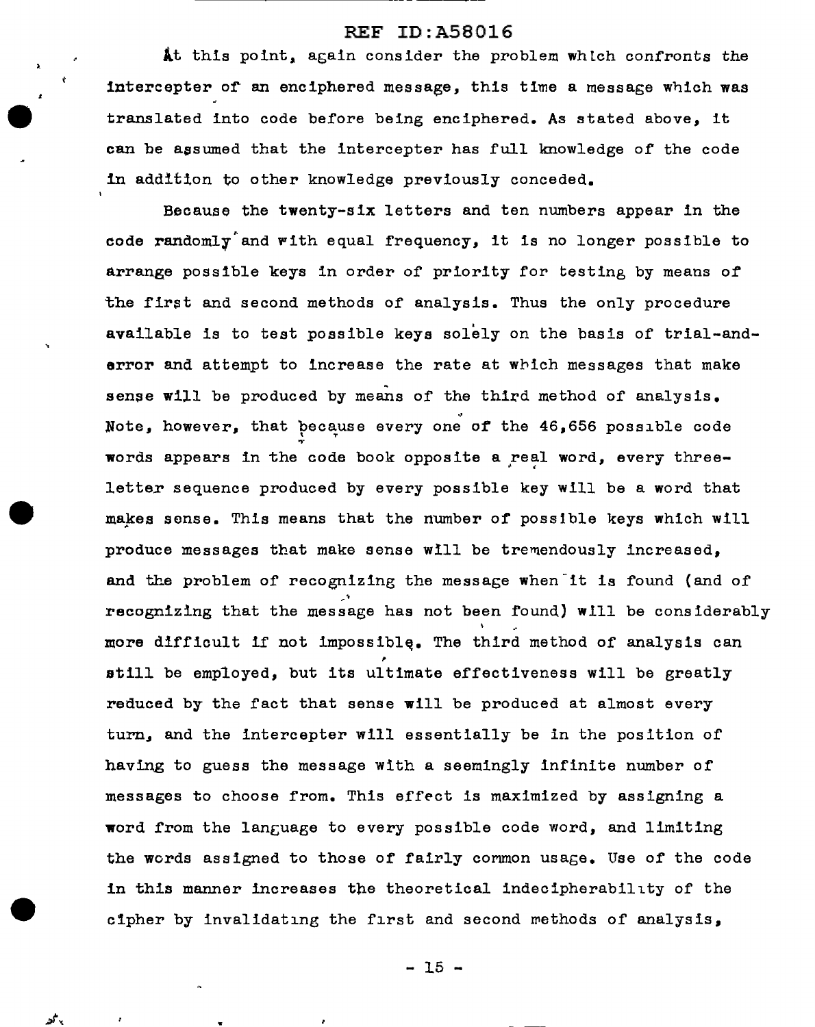At this point, again consider the problem which confronts the intercepter of an enciphered message, this time a message which was translated into code before being enciphered. As stated above, it can be assumed that the intercepter has full knowledge of the code in addition to other knowledge previously conceded.

Because the twenty-six letters and ten numbers appear in the code randomly and with equal frequency, it is no longer possible to arrange possible keys in order of priority for testing by means of the first and second methods of analysis. Thus the only procedure available is to test possible keys solely on the basis of trial-and-error and attempt to increase the rate at which messages that make sense will be produced by means of the third method of analysis. Note, however, that because every one of the 46,656 possible code words appears in the code book opposite a real word, every three-letter sequence produced by every possible key will be a word that makes sense. This means that the number of possible keys which will produce messages that make sense will be tremendously increased, and the problem of recognizing the message when it is found (and of recognizing that the message has not been found) will be considerably more difficult if not impossible. The third method of analysis can still be employed, but its ultimate effectiveness will be greatly reduced by the fact that sense will be produced at almost every turn, and the intercepter will essentially be in the position of having to guess the message with a seemingly infinite number of messages to choose from. This effect is maximized by assigning a word from the language to every possible code word, and limiting the words assigned to those of fairly common usage. Use of the code in this manner increases the theoretical indecipherability of the cipher by invalidating the first and second methods of analysis,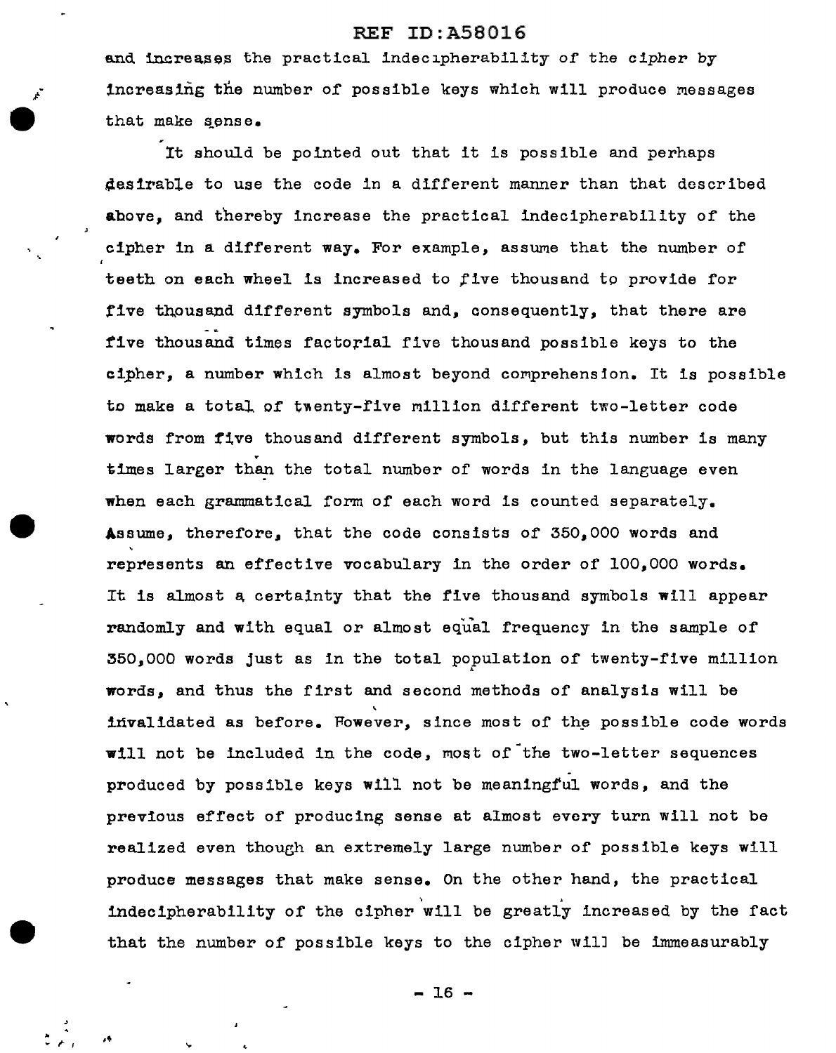and increases the practical indecipherability of the cipher by increasing the number of possible keys which will produce messages that make sense.

It should be pointed out that it is possible and perhaps desirable to use the code in a different manner than that described above, and thereby increase the practical indecipherability of the cipher in a different way. For example, assume that the number of teeth on each wheel is increased to five thousand to provide for five thousand different symbols and, consequently, that there are five thousand times factorial five thousand possible keys to the cipher, a number which is almost beyond comprehension. It is possible to make a total of twenty-five million different two-letter code words from five thousand different symbols, but this number is many times larger than the total number of words in the language even when each grammatical form of each word is counted separately. Assume, therefore, that the code consists of 350,000 words and represents an effective vocabulary in the order of 100,000 words. It is almost a certainty that the five thousand symbols will appear randomly and with equal or almost equal frequency in the sample of 350,000 words just as in the total population of twenty-five million words, and thus the first and second methods of analysis will be invalidated as before. However, since most of the possible code words will not be included in the code, most of the two-letter sequences produced by possible keys will not be meaningful words, and the previous effect of producing sense at almost every turn will not be realized even though an extremely large number of possible keys will produce messages that make sense. On the other hand, the practical indecipherability of the cipher will be greatly increased by the fact that the number of possible keys to the cipher will be immeasurably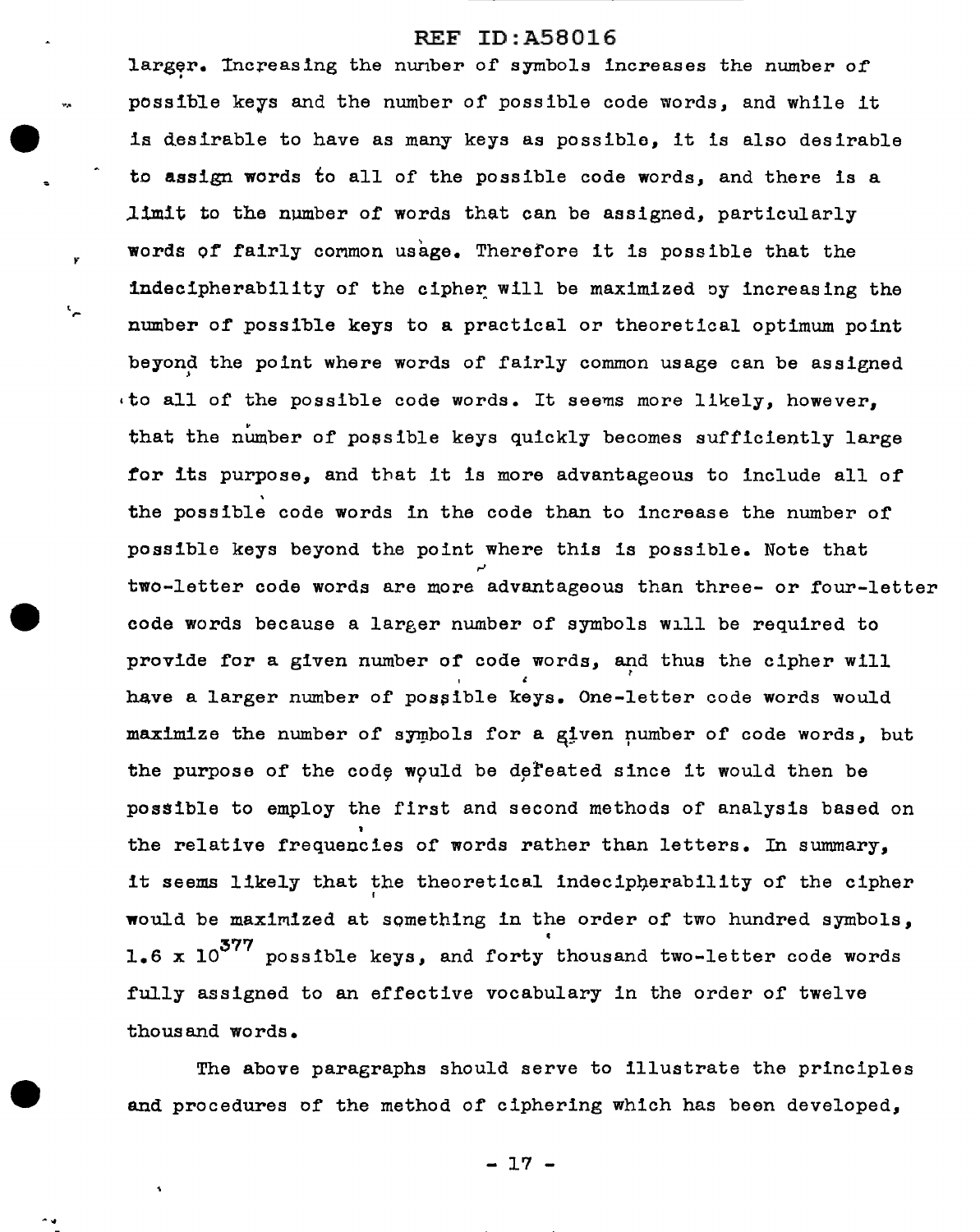larger. Increasing the number of symbols increases the number of possible keys and the number of possible code words, and while it is desirable to have as many keys as possible, it is also desirable to assign words to all of the possible code words, and there is a limit to the number of words that can be assigned, particularly words of fairly common usage. Therefore it is possible that the indecipherability of the cipher will be maximized by increasing the number of possible keys to a practical or theoretical optimum point beyond the point where words of fairly common usage can be assigned to all of the possible code words. It seems more likely, however, that the number of possible keys quickly becomes sufficiently large for its purpose, and that it is more advantageous to include all of the possible code words in the code than to increase the number of possible keys beyond the point where this is possible. Note that two-letter code words are more advantageous than three- or four-letter code words because a larger number of symbols will be required to provide for a given number of code words, and thus the cipher will have a larger number of possible keys. One-letter code words would maximize the number of symbols for a given number of code words, but the purpose of the code would be defeated since it would then be possible to employ the first and second methods of analysis based on the relative frequencies of words rather than letters. In summary, it seems likely that the theoretical indecipherability of the cipher would be maximized at something in the order of two hundred symbols, $1.6 \times 10^{377}$ possible keys, and forty thousand two-letter code words fully assigned to an effective vocabulary in the order of twelve thousand words.

The above paragraphs should serve to illustrate the principles and procedures of the method of ciphering which has been developed,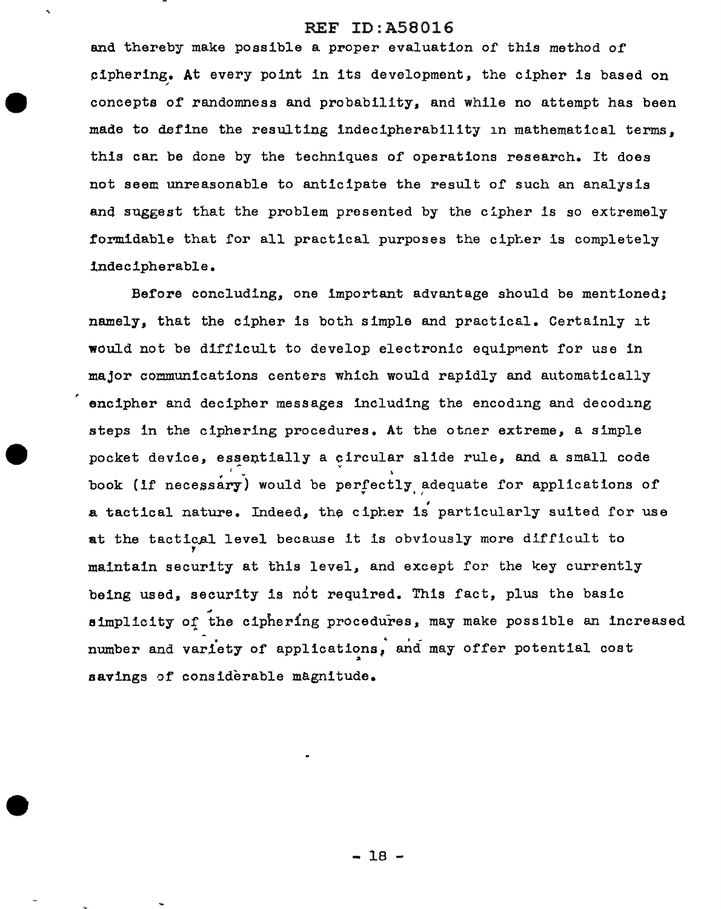and thereby make possible a proper evaluation of this method of ciphering. At every point in its development, the cipher is based on concepts of randomness and probability, and while no attempt has been made to define the resulting indecipherability in mathematical terms, this can be done by the techniques of operations research. It does not seem unreasonable to anticipate the result of such an analysis and suggest that the problem presented by the cipher is so extremely formidable that for all practical purposes the cipher is completely indecipherable.

Before concluding, one important advantage should be mentioned; namely, that the cipher is both simple and practical. Certainly it would not be difficult to develop electronic equipment for use in major communications centers which would rapidly and automatically encipher and decipher messages including the encoding and decoding steps in the ciphering procedures. At the other extreme, a simple pocket device, essentially a circular slide rule, and a small code book (if necessary) would be perfectly adequate for applications of a tactical nature. Indeed, the cipher is particularly suited for use at the tactical level because it is obviously more difficult to maintain security at this level, and except for the key currently being used, security is not required. This fact, plus the basic simplicity of the ciphering procedures, may make possible an increased number and variety of applications, and may offer potential cost savings of considerable magnitude.